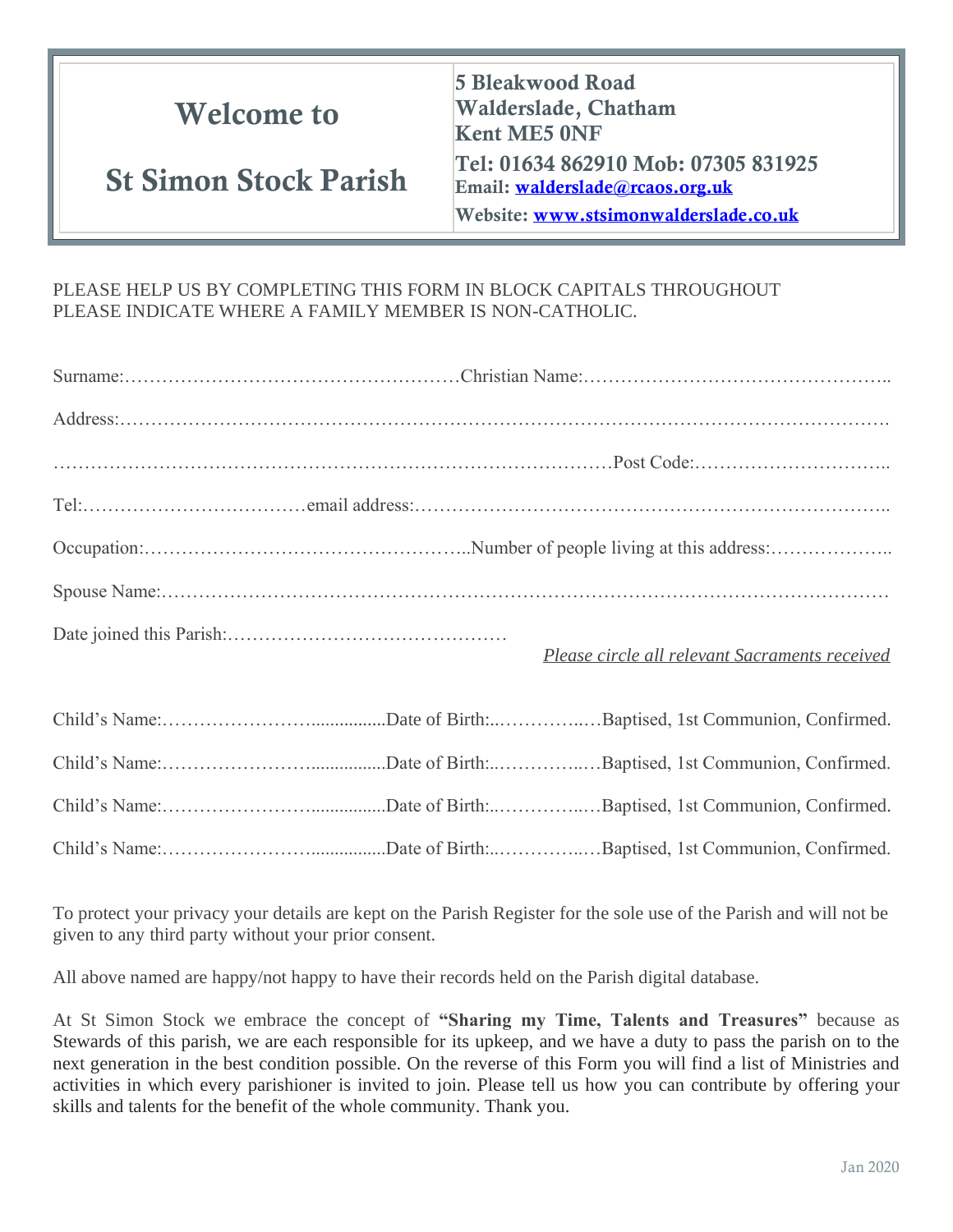# Welcome to

# St Simon Stock Parish

**5 Bleakwood Road**
**Walderslade, Chatham**
**Kent ME5 0NF**
**Tel: 01634 862910 Mob: 07305 831925**
**Email: walderslade@rcaos.org.uk**
**Website: www.stsimonwalderslade.co.uk**

PLEASE HELP US BY COMPLETING THIS FORM IN BLOCK CAPITALS THROUGHOUT
PLEASE INDICATE WHERE A FAMILY MEMBER IS NON-CATHOLIC.

Surname:……………………………………………Christian Name:………………………………………..

Address:………………………………………………………………………………………………………….

……………………………………………………………………………Post Code:…………………………..

Tel:………………………………email address:………………………………………………………………..

Occupation:……………………………………………..Number of people living at this address:………………..

Spouse Name:……………………………………………………………………………………………………

Date joined this Parish:………………………………………

*Please circle all relevant Sacraments received*

Child's Name:……………………................Date of Birth:..…………..…Baptised, 1st Communion, Confirmed.

Child's Name:……………………................Date of Birth:..…………..…Baptised, 1st Communion, Confirmed.

Child's Name:……………………................Date of Birth:..…………..…Baptised, 1st Communion, Confirmed.

Child's Name:……………………................Date of Birth:..…………..…Baptised, 1st Communion, Confirmed.

To protect your privacy your details are kept on the Parish Register for the sole use of the Parish and will not be given to any third party without your prior consent.

All above named are happy/not happy to have their records held on the Parish digital database.

At St Simon Stock we embrace the concept of **"Sharing my Time, Talents and Treasures"** because as Stewards of this parish, we are each responsible for its upkeep, and we have a duty to pass the parish on to the next generation in the best condition possible. On the reverse of this Form you will find a list of Ministries and activities in which every parishioner is invited to join. Please tell us how you can contribute by offering your skills and talents for the benefit of the whole community. Thank you.

Jan 2020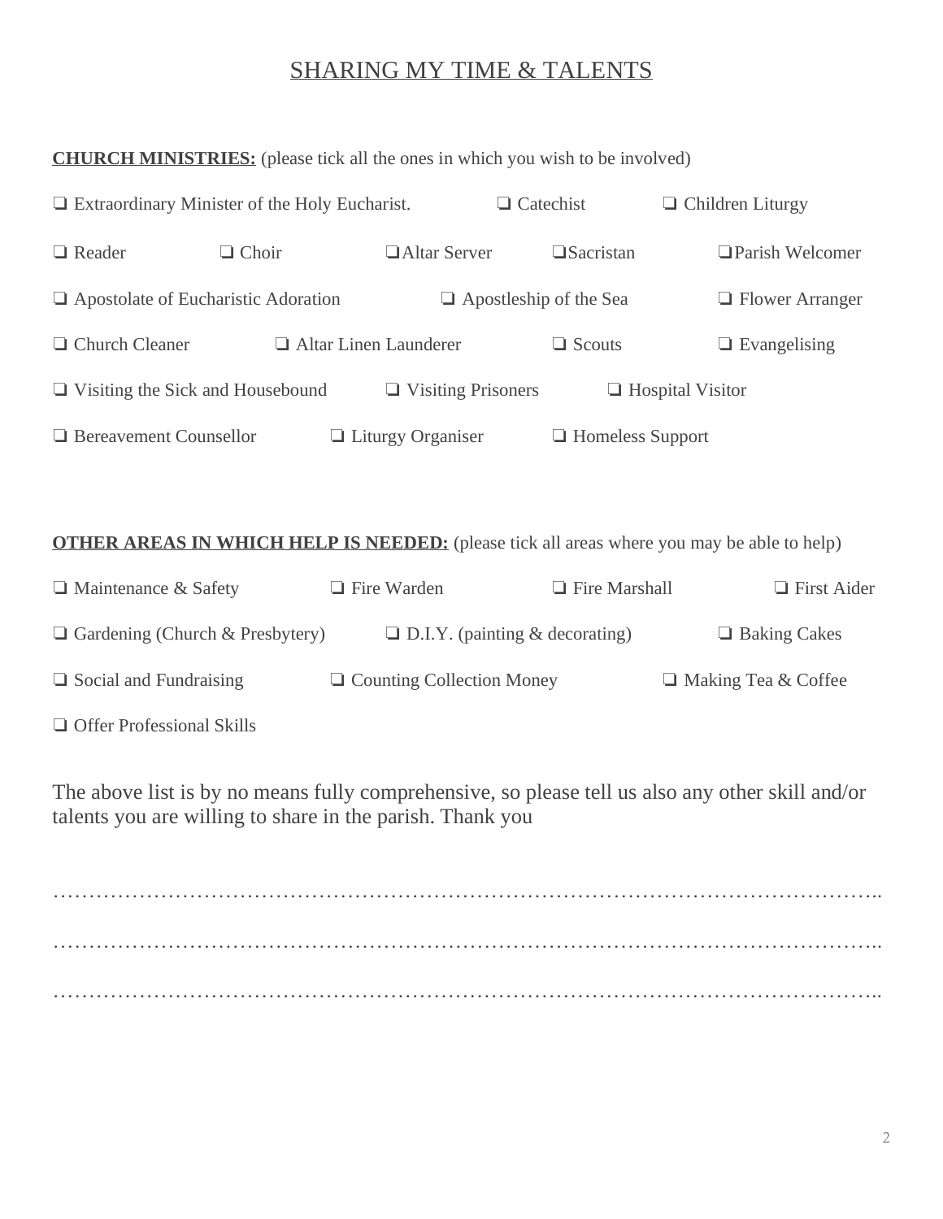# SHARING MY TIME & TALENTS

**CHURCH MINISTRIES:** (please tick all the ones in which you wish to be involved)

❑ Extraordinary Minister of the Holy Eucharist. ❑ Catechist ❑ Children Liturgy

❑ Reader ❑ Choir ❑Altar Server ❑Sacristan ❑Parish Welcomer

❑ Apostolate of Eucharistic Adoration ❑ Apostleship of the Sea ❑ Flower Arranger

❑ Church Cleaner ❑ Altar Linen Launderer ❑ Scouts ❑ Evangelising

❑ Visiting the Sick and Housebound ❑ Visiting Prisoners ❑ Hospital Visitor

❑ Bereavement Counsellor ❑ Liturgy Organiser ❑ Homeless Support

**OTHER AREAS IN WHICH HELP IS NEEDED:** (please tick all areas where you may be able to help)

❑ Maintenance & Safety ❑ Fire Warden ❑ Fire Marshall ❑ First Aider

❑ Gardening (Church & Presbytery) ❑ D.I.Y. (painting & decorating) ❑ Baking Cakes

❑ Social and Fundraising ❑ Counting Collection Money ❑ Making Tea & Coffee

❑ Offer Professional Skills

The above list is by no means fully comprehensive, so please tell us also any other skill and/or talents you are willing to share in the parish. Thank you

……………………………………………………………………………………………………..

……………………………………………………………………………………………………..

……………………………………………………………………………………………………..